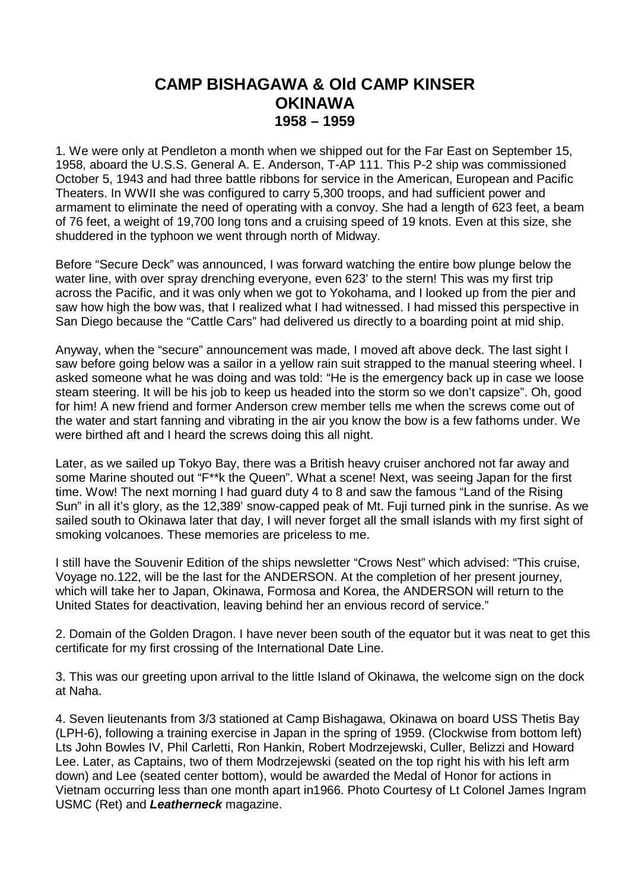# CAMP BISHAGAWA & Old CAMP KINSER
# OKINAWA
# 1958 – 1959

1. We were only at Pendleton a month when we shipped out for the Far East on September 15, 1958, aboard the U.S.S. General A. E. Anderson, T-AP 111. This P-2 ship was commissioned October 5, 1943 and had three battle ribbons for service in the American, European and Pacific Theaters. In WWII she was configured to carry 5,300 troops, and had sufficient power and armament to eliminate the need of operating with a convoy. She had a length of 623 feet, a beam of 76 feet, a weight of 19,700 long tons and a cruising speed of 19 knots. Even at this size, she shuddered in the typhoon we went through north of Midway.

Before "Secure Deck" was announced, I was forward watching the entire bow plunge below the water line, with over spray drenching everyone, even 623' to the stern! This was my first trip across the Pacific, and it was only when we got to Yokohama, and I looked up from the pier and saw how high the bow was, that I realized what I had witnessed. I had missed this perspective in San Diego because the "Cattle Cars" had delivered us directly to a boarding point at mid ship.

Anyway, when the "secure" announcement was made, I moved aft above deck. The last sight I saw before going below was a sailor in a yellow rain suit strapped to the manual steering wheel. I asked someone what he was doing and was told: "He is the emergency back up in case we loose steam steering. It will be his job to keep us headed into the storm so we don't capsize". Oh, good for him! A new friend and former Anderson crew member tells me when the screws come out of the water and start fanning and vibrating in the air you know the bow is a few fathoms under. We were birthed aft and I heard the screws doing this all night.

Later, as we sailed up Tokyo Bay, there was a British heavy cruiser anchored not far away and some Marine shouted out "F**k the Queen". What a scene! Next, was seeing Japan for the first time. Wow! The next morning I had guard duty 4 to 8 and saw the famous "Land of the Rising Sun" in all it's glory, as the 12,389' snow-capped peak of Mt. Fuji turned pink in the sunrise. As we sailed south to Okinawa later that day, I will never forget all the small islands with my first sight of smoking volcanoes. These memories are priceless to me.

I still have the Souvenir Edition of the ships newsletter "Crows Nest" which advised: "This cruise, Voyage no.122, will be the last for the ANDERSON. At the completion of her present journey, which will take her to Japan, Okinawa, Formosa and Korea, the ANDERSON will return to the United States for deactivation, leaving behind her an envious record of service."

2. Domain of the Golden Dragon. I have never been south of the equator but it was neat to get this certificate for my first crossing of the International Date Line.

3. This was our greeting upon arrival to the little Island of Okinawa, the welcome sign on the dock at Naha.

4. Seven lieutenants from 3/3 stationed at Camp Bishagawa, Okinawa on board USS Thetis Bay (LPH-6), following a training exercise in Japan in the spring of 1959. (Clockwise from bottom left) Lts John Bowles IV, Phil Carletti, Ron Hankin, Robert Modrzejewski, Culler, Belizzi and Howard Lee. Later, as Captains, two of them Modrzejewski (seated on the top right his with his left arm down) and Lee (seated center bottom), would be awarded the Medal of Honor for actions in Vietnam occurring less than one month apart in1966. Photo Courtesy of Lt Colonel James Ingram USMC (Ret) and ***Leatherneck*** magazine.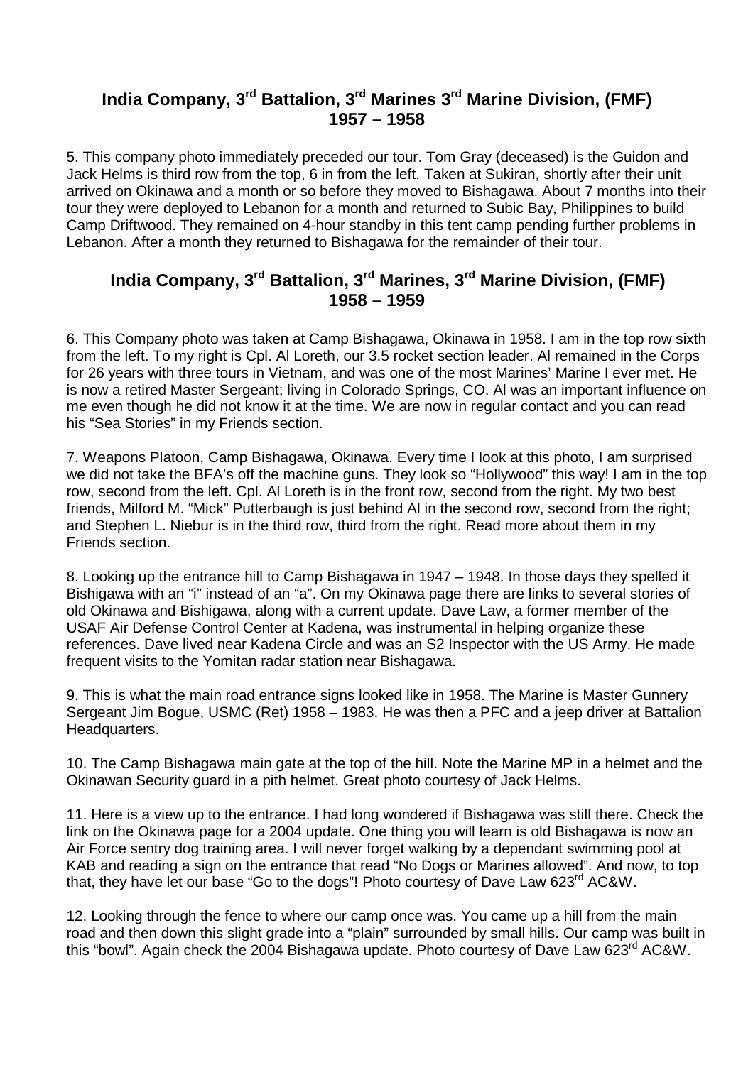## India Company, 3[rd] Battalion, 3[rd] Marines 3[rd] Marine Division, (FMF) 1957 – 1958

5. This company photo immediately preceded our tour. Tom Gray (deceased) is the Guidon and Jack Helms is third row from the top, 6 in from the left. Taken at Sukiran, shortly after their unit arrived on Okinawa and a month or so before they moved to Bishagawa. About 7 months into their tour they were deployed to Lebanon for a month and returned to Subic Bay, Philippines to build Camp Driftwood. They remained on 4-hour standby in this tent camp pending further problems in Lebanon. After a month they returned to Bishagawa for the remainder of their tour.

## India Company, 3[rd] Battalion, 3[rd] Marines, 3[rd] Marine Division, (FMF) 1958 – 1959

6. This Company photo was taken at Camp Bishagawa, Okinawa in 1958. I am in the top row sixth from the left. To my right is Cpl. Al Loreth, our 3.5 rocket section leader. Al remained in the Corps for 26 years with three tours in Vietnam, and was one of the most Marines' Marine I ever met. He is now a retired Master Sergeant; living in Colorado Springs, CO. Al was an important influence on me even though he did not know it at the time. We are now in regular contact and you can read his "Sea Stories" in my Friends section.

7. Weapons Platoon, Camp Bishagawa, Okinawa. Every time I look at this photo, I am surprised we did not take the BFA's off the machine guns. They look so "Hollywood" this way! I am in the top row, second from the left. Cpl. Al Loreth is in the front row, second from the right. My two best friends, Milford M. "Mick" Putterbaugh is just behind Al in the second row, second from the right; and Stephen L. Niebur is in the third row, third from the right. Read more about them in my Friends section.

8. Looking up the entrance hill to Camp Bishagawa in 1947 – 1948. In those days they spelled it Bishigawa with an "i" instead of an "a". On my Okinawa page there are links to several stories of old Okinawa and Bishigawa, along with a current update. Dave Law, a former member of the USAF Air Defense Control Center at Kadena, was instrumental in helping organize these references. Dave lived near Kadena Circle and was an S2 Inspector with the US Army. He made frequent visits to the Yomitan radar station near Bishagawa.

9. This is what the main road entrance signs looked like in 1958. The Marine is Master Gunnery Sergeant Jim Bogue, USMC (Ret) 1958 – 1983. He was then a PFC and a jeep driver at Battalion Headquarters.

10. The Camp Bishagawa main gate at the top of the hill. Note the Marine MP in a helmet and the Okinawan Security guard in a pith helmet. Great photo courtesy of Jack Helms.

11. Here is a view up to the entrance. I had long wondered if Bishagawa was still there. Check the link on the Okinawa page for a 2004 update. One thing you will learn is old Bishagawa is now an Air Force sentry dog training area. I will never forget walking by a dependant swimming pool at KAB and reading a sign on the entrance that read "No Dogs or Marines allowed". And now, to top that, they have let our base "Go to the dogs"! Photo courtesy of Dave Law 623[rd] AC&W.

12. Looking through the fence to where our camp once was. You came up a hill from the main road and then down this slight grade into a "plain" surrounded by small hills. Our camp was built in this "bowl". Again check the 2004 Bishagawa update. Photo courtesy of Dave Law 623[rd] AC&W.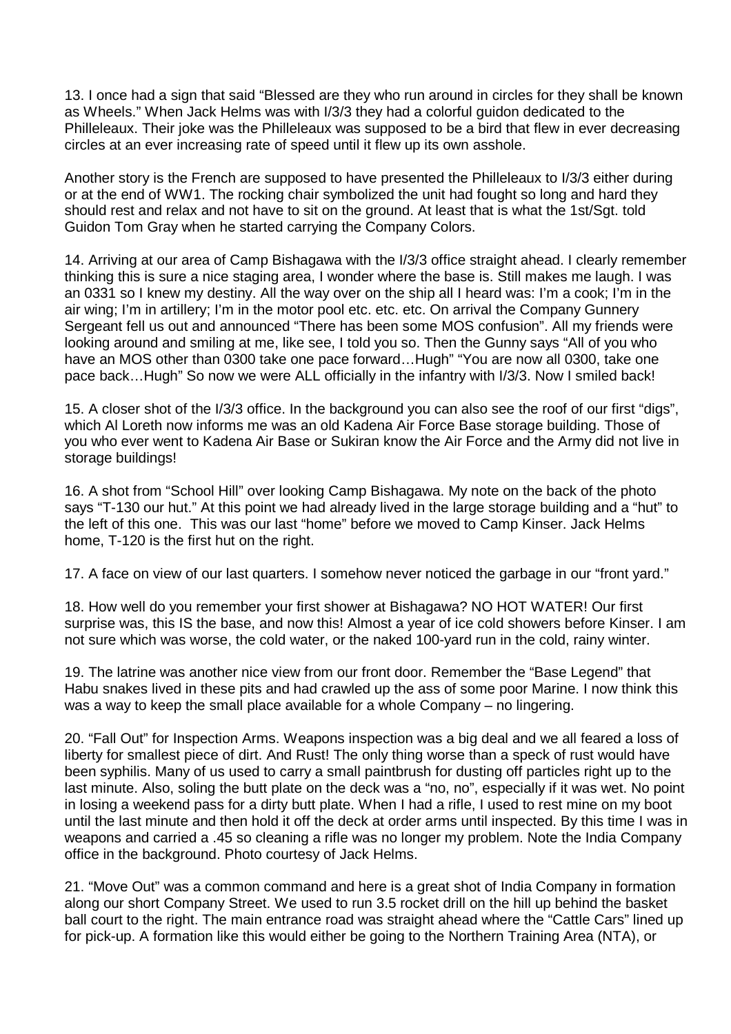13. I once had a sign that said "Blessed are they who run around in circles for they shall be known as Wheels." When Jack Helms was with I/3/3 they had a colorful guidon dedicated to the Philleleaux. Their joke was the Philleleaux was supposed to be a bird that flew in ever decreasing circles at an ever increasing rate of speed until it flew up its own asshole.

Another story is the French are supposed to have presented the Philleleaux to I/3/3 either during or at the end of WW1. The rocking chair symbolized the unit had fought so long and hard they should rest and relax and not have to sit on the ground. At least that is what the 1st/Sgt. told Guidon Tom Gray when he started carrying the Company Colors.

14. Arriving at our area of Camp Bishagawa with the I/3/3 office straight ahead. I clearly remember thinking this is sure a nice staging area, I wonder where the base is. Still makes me laugh. I was an 0331 so I knew my destiny. All the way over on the ship all I heard was: I'm a cook; I'm in the air wing; I'm in artillery; I'm in the motor pool etc. etc. etc. On arrival the Company Gunnery Sergeant fell us out and announced "There has been some MOS confusion". All my friends were looking around and smiling at me, like see, I told you so. Then the Gunny says "All of you who have an MOS other than 0300 take one pace forward…Hugh" "You are now all 0300, take one pace back…Hugh" So now we were ALL officially in the infantry with I/3/3. Now I smiled back!

15. A closer shot of the I/3/3 office. In the background you can also see the roof of our first "digs", which Al Loreth now informs me was an old Kadena Air Force Base storage building. Those of you who ever went to Kadena Air Base or Sukiran know the Air Force and the Army did not live in storage buildings!

16. A shot from "School Hill" over looking Camp Bishagawa. My note on the back of the photo says "T-130 our hut." At this point we had already lived in the large storage building and a "hut" to the left of this one. This was our last "home" before we moved to Camp Kinser. Jack Helms home, T-120 is the first hut on the right.

17. A face on view of our last quarters. I somehow never noticed the garbage in our "front yard."

18. How well do you remember your first shower at Bishagawa? NO HOT WATER! Our first surprise was, this IS the base, and now this! Almost a year of ice cold showers before Kinser. I am not sure which was worse, the cold water, or the naked 100-yard run in the cold, rainy winter.

19. The latrine was another nice view from our front door. Remember the "Base Legend" that Habu snakes lived in these pits and had crawled up the ass of some poor Marine. I now think this was a way to keep the small place available for a whole Company – no lingering.

20. "Fall Out" for Inspection Arms. Weapons inspection was a big deal and we all feared a loss of liberty for smallest piece of dirt. And Rust! The only thing worse than a speck of rust would have been syphilis. Many of us used to carry a small paintbrush for dusting off particles right up to the last minute. Also, soling the butt plate on the deck was a "no, no", especially if it was wet. No point in losing a weekend pass for a dirty butt plate. When I had a rifle, I used to rest mine on my boot until the last minute and then hold it off the deck at order arms until inspected. By this time I was in weapons and carried a .45 so cleaning a rifle was no longer my problem. Note the India Company office in the background. Photo courtesy of Jack Helms.

21. "Move Out" was a common command and here is a great shot of India Company in formation along our short Company Street. We used to run 3.5 rocket drill on the hill up behind the basket ball court to the right. The main entrance road was straight ahead where the "Cattle Cars" lined up for pick-up. A formation like this would either be going to the Northern Training Area (NTA), or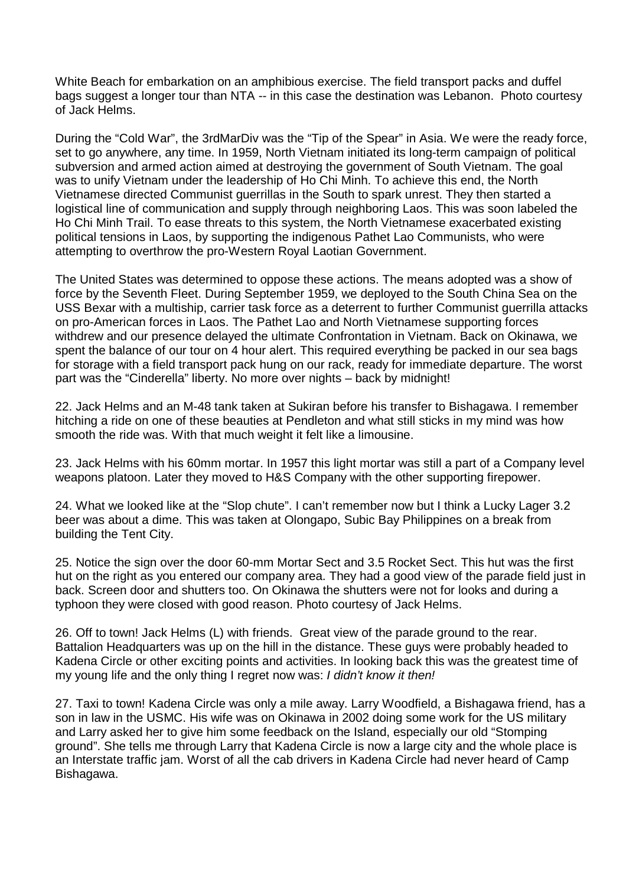White Beach for embarkation on an amphibious exercise. The field transport packs and duffel bags suggest a longer tour than NTA -- in this case the destination was Lebanon. Photo courtesy of Jack Helms.

During the "Cold War", the 3rdMarDiv was the "Tip of the Spear" in Asia. We were the ready force, set to go anywhere, any time. In 1959, North Vietnam initiated its long-term campaign of political subversion and armed action aimed at destroying the government of South Vietnam. The goal was to unify Vietnam under the leadership of Ho Chi Minh. To achieve this end, the North Vietnamese directed Communist guerrillas in the South to spark unrest. They then started a logistical line of communication and supply through neighboring Laos. This was soon labeled the Ho Chi Minh Trail. To ease threats to this system, the North Vietnamese exacerbated existing political tensions in Laos, by supporting the indigenous Pathet Lao Communists, who were attempting to overthrow the pro-Western Royal Laotian Government.

The United States was determined to oppose these actions. The means adopted was a show of force by the Seventh Fleet. During September 1959, we deployed to the South China Sea on the USS Bexar with a multiship, carrier task force as a deterrent to further Communist guerrilla attacks on pro-American forces in Laos. The Pathet Lao and North Vietnamese supporting forces withdrew and our presence delayed the ultimate Confrontation in Vietnam. Back on Okinawa, we spent the balance of our tour on 4 hour alert. This required everything be packed in our sea bags for storage with a field transport pack hung on our rack, ready for immediate departure. The worst part was the "Cinderella" liberty. No more over nights – back by midnight!

22. Jack Helms and an M-48 tank taken at Sukiran before his transfer to Bishagawa. I remember hitching a ride on one of these beauties at Pendleton and what still sticks in my mind was how smooth the ride was. With that much weight it felt like a limousine.

23. Jack Helms with his 60mm mortar. In 1957 this light mortar was still a part of a Company level weapons platoon. Later they moved to H&S Company with the other supporting firepower.

24. What we looked like at the "Slop chute". I can't remember now but I think a Lucky Lager 3.2 beer was about a dime. This was taken at Olongapo, Subic Bay Philippines on a break from building the Tent City.

25. Notice the sign over the door 60-mm Mortar Sect and 3.5 Rocket Sect. This hut was the first hut on the right as you entered our company area. They had a good view of the parade field just in back. Screen door and shutters too. On Okinawa the shutters were not for looks and during a typhoon they were closed with good reason. Photo courtesy of Jack Helms.

26. Off to town! Jack Helms (L) with friends. Great view of the parade ground to the rear. Battalion Headquarters was up on the hill in the distance. These guys were probably headed to Kadena Circle or other exciting points and activities. In looking back this was the greatest time of my young life and the only thing I regret now was: *I didn't know it then!*

27. Taxi to town! Kadena Circle was only a mile away. Larry Woodfield, a Bishagawa friend, has a son in law in the USMC. His wife was on Okinawa in 2002 doing some work for the US military and Larry asked her to give him some feedback on the Island, especially our old "Stomping ground". She tells me through Larry that Kadena Circle is now a large city and the whole place is an Interstate traffic jam. Worst of all the cab drivers in Kadena Circle had never heard of Camp Bishagawa.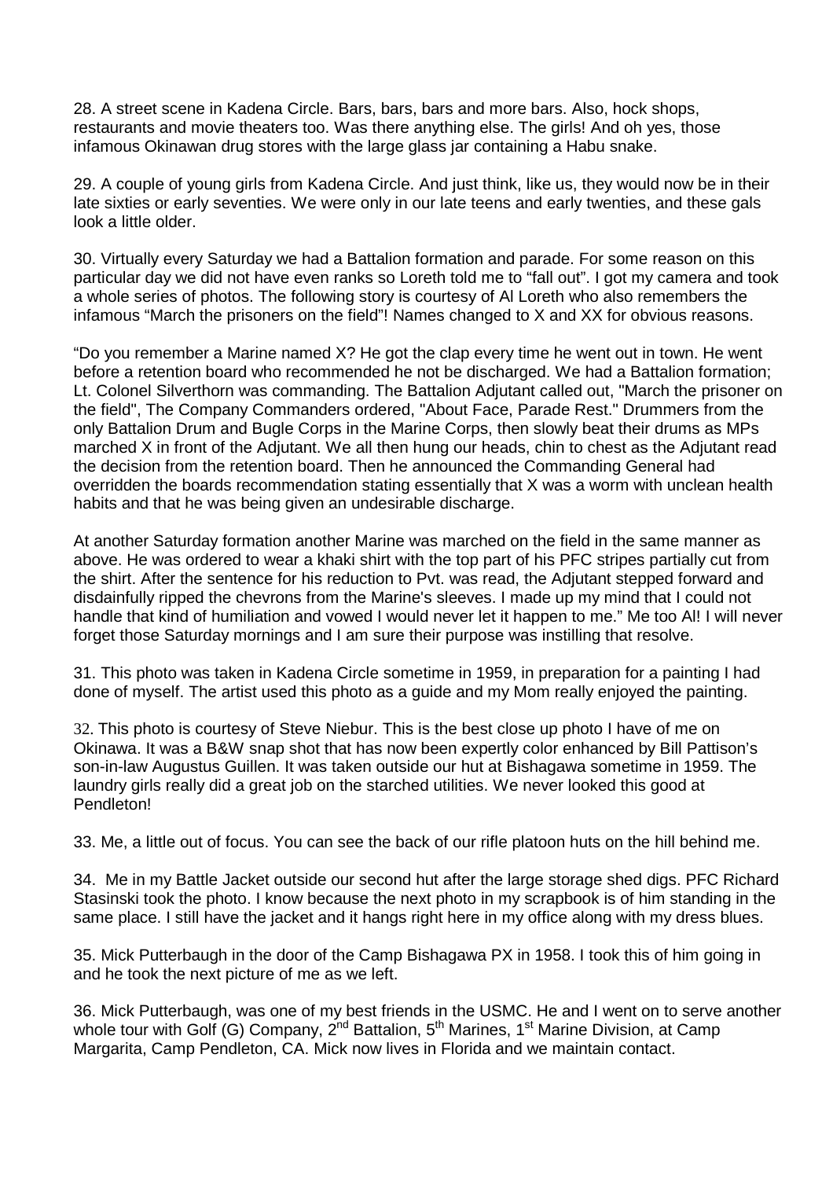28. A street scene in Kadena Circle. Bars, bars, bars and more bars. Also, hock shops, restaurants and movie theaters too. Was there anything else. The girls! And oh yes, those infamous Okinawan drug stores with the large glass jar containing a Habu snake.

29. A couple of young girls from Kadena Circle. And just think, like us, they would now be in their late sixties or early seventies. We were only in our late teens and early twenties, and these gals look a little older.

30. Virtually every Saturday we had a Battalion formation and parade. For some reason on this particular day we did not have even ranks so Loreth told me to "fall out". I got my camera and took a whole series of photos. The following story is courtesy of Al Loreth who also remembers the infamous "March the prisoners on the field"! Names changed to X and XX for obvious reasons.

"Do you remember a Marine named X? He got the clap every time he went out in town. He went before a retention board who recommended he not be discharged. We had a Battalion formation; Lt. Colonel Silverthorn was commanding. The Battalion Adjutant called out, "March the prisoner on the field", The Company Commanders ordered, "About Face, Parade Rest." Drummers from the only Battalion Drum and Bugle Corps in the Marine Corps, then slowly beat their drums as MPs marched X in front of the Adjutant. We all then hung our heads, chin to chest as the Adjutant read the decision from the retention board. Then he announced the Commanding General had overridden the boards recommendation stating essentially that X was a worm with unclean health habits and that he was being given an undesirable discharge.

At another Saturday formation another Marine was marched on the field in the same manner as above. He was ordered to wear a khaki shirt with the top part of his PFC stripes partially cut from the shirt. After the sentence for his reduction to Pvt. was read, the Adjutant stepped forward and disdainfully ripped the chevrons from the Marine's sleeves. I made up my mind that I could not handle that kind of humiliation and vowed I would never let it happen to me." Me too Al! I will never forget those Saturday mornings and I am sure their purpose was instilling that resolve.

31. This photo was taken in Kadena Circle sometime in 1959, in preparation for a painting I had done of myself. The artist used this photo as a guide and my Mom really enjoyed the painting.

32. This photo is courtesy of Steve Niebur. This is the best close up photo I have of me on Okinawa. It was a B&W snap shot that has now been expertly color enhanced by Bill Pattison's son-in-law Augustus Guillen. It was taken outside our hut at Bishagawa sometime in 1959. The laundry girls really did a great job on the starched utilities. We never looked this good at Pendleton!

33. Me, a little out of focus. You can see the back of our rifle platoon huts on the hill behind me.

34. Me in my Battle Jacket outside our second hut after the large storage shed digs. PFC Richard Stasinski took the photo. I know because the next photo in my scrapbook is of him standing in the same place. I still have the jacket and it hangs right here in my office along with my dress blues.

35. Mick Putterbaugh in the door of the Camp Bishagawa PX in 1958. I took this of him going in and he took the next picture of me as we left.

36. Mick Putterbaugh, was one of my best friends in the USMC. He and I went on to serve another whole tour with Golf (G) Company, 2nd Battalion, 5th Marines, 1st Marine Division, at Camp Margarita, Camp Pendleton, CA. Mick now lives in Florida and we maintain contact.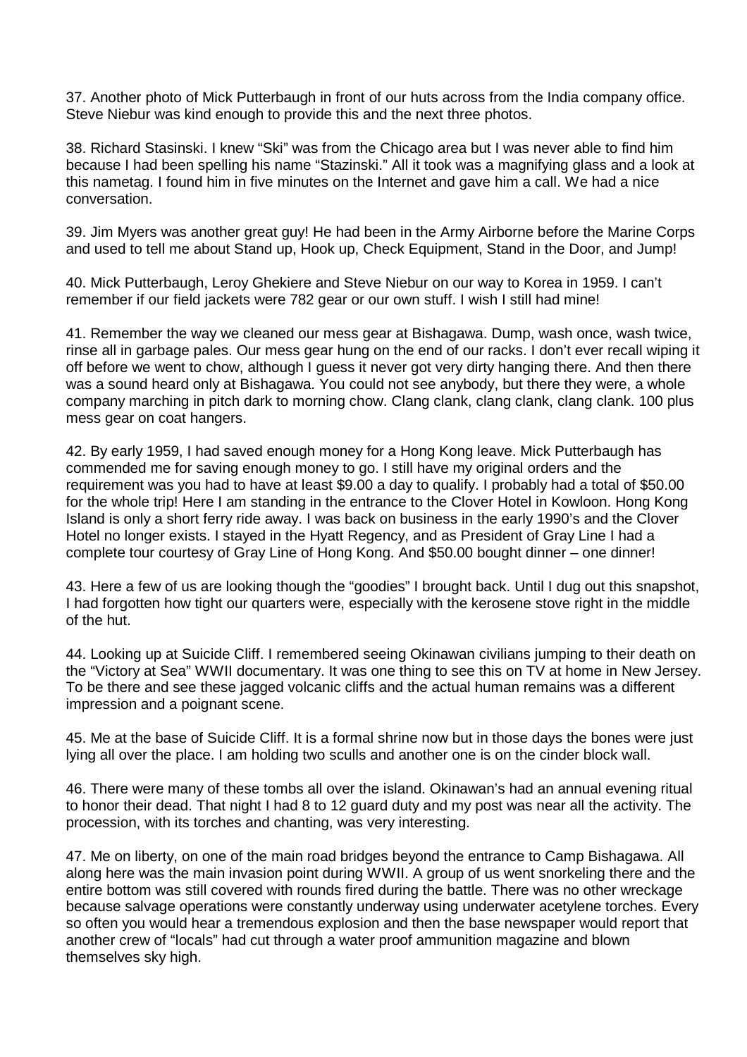37. Another photo of Mick Putterbaugh in front of our huts across from the India company office. Steve Niebur was kind enough to provide this and the next three photos.

38. Richard Stasinski. I knew "Ski" was from the Chicago area but I was never able to find him because I had been spelling his name "Stazinski." All it took was a magnifying glass and a look at this nametag. I found him in five minutes on the Internet and gave him a call. We had a nice conversation.

39. Jim Myers was another great guy! He had been in the Army Airborne before the Marine Corps and used to tell me about Stand up, Hook up, Check Equipment, Stand in the Door, and Jump!

40. Mick Putterbaugh, Leroy Ghekiere and Steve Niebur on our way to Korea in 1959. I can't remember if our field jackets were 782 gear or our own stuff. I wish I still had mine!

41. Remember the way we cleaned our mess gear at Bishagawa. Dump, wash once, wash twice, rinse all in garbage pales. Our mess gear hung on the end of our racks. I don't ever recall wiping it off before we went to chow, although I guess it never got very dirty hanging there. And then there was a sound heard only at Bishagawa. You could not see anybody, but there they were, a whole company marching in pitch dark to morning chow. Clang clank, clang clank, clang clank. 100 plus mess gear on coat hangers.

42. By early 1959, I had saved enough money for a Hong Kong leave. Mick Putterbaugh has commended me for saving enough money to go. I still have my original orders and the requirement was you had to have at least $9.00 a day to qualify. I probably had a total of $50.00 for the whole trip! Here I am standing in the entrance to the Clover Hotel in Kowloon. Hong Kong Island is only a short ferry ride away. I was back on business in the early 1990's and the Clover Hotel no longer exists. I stayed in the Hyatt Regency, and as President of Gray Line I had a complete tour courtesy of Gray Line of Hong Kong. And $50.00 bought dinner – one dinner!

43. Here a few of us are looking though the "goodies" I brought back. Until I dug out this snapshot, I had forgotten how tight our quarters were, especially with the kerosene stove right in the middle of the hut.

44. Looking up at Suicide Cliff. I remembered seeing Okinawan civilians jumping to their death on the "Victory at Sea" WWII documentary. It was one thing to see this on TV at home in New Jersey. To be there and see these jagged volcanic cliffs and the actual human remains was a different impression and a poignant scene.

45. Me at the base of Suicide Cliff. It is a formal shrine now but in those days the bones were just lying all over the place. I am holding two sculls and another one is on the cinder block wall.

46. There were many of these tombs all over the island. Okinawan's had an annual evening ritual to honor their dead. That night I had 8 to 12 guard duty and my post was near all the activity. The procession, with its torches and chanting, was very interesting.

47. Me on liberty, on one of the main road bridges beyond the entrance to Camp Bishagawa. All along here was the main invasion point during WWII. A group of us went snorkeling there and the entire bottom was still covered with rounds fired during the battle. There was no other wreckage because salvage operations were constantly underway using underwater acetylene torches. Every so often you would hear a tremendous explosion and then the base newspaper would report that another crew of "locals" had cut through a water proof ammunition magazine and blown themselves sky high.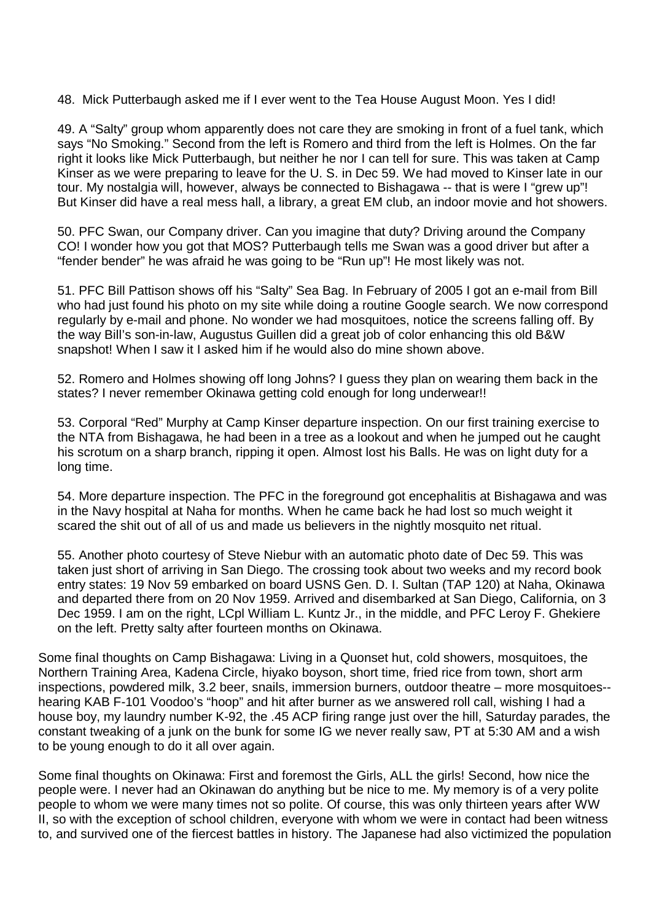48. Mick Putterbaugh asked me if I ever went to the Tea House August Moon. Yes I did!

49. A "Salty" group whom apparently does not care they are smoking in front of a fuel tank, which says "No Smoking." Second from the left is Romero and third from the left is Holmes. On the far right it looks like Mick Putterbaugh, but neither he nor I can tell for sure. This was taken at Camp Kinser as we were preparing to leave for the U. S. in Dec 59. We had moved to Kinser late in our tour. My nostalgia will, however, always be connected to Bishagawa -- that is were I "grew up"! But Kinser did have a real mess hall, a library, a great EM club, an indoor movie and hot showers.

50. PFC Swan, our Company driver. Can you imagine that duty? Driving around the Company CO! I wonder how you got that MOS? Putterbaugh tells me Swan was a good driver but after a "fender bender" he was afraid he was going to be "Run up"! He most likely was not.

51. PFC Bill Pattison shows off his "Salty" Sea Bag. In February of 2005 I got an e-mail from Bill who had just found his photo on my site while doing a routine Google search. We now correspond regularly by e-mail and phone. No wonder we had mosquitoes, notice the screens falling off. By the way Bill's son-in-law, Augustus Guillen did a great job of color enhancing this old B&W snapshot! When I saw it I asked him if he would also do mine shown above.

52. Romero and Holmes showing off long Johns? I guess they plan on wearing them back in the states? I never remember Okinawa getting cold enough for long underwear!!

53. Corporal "Red" Murphy at Camp Kinser departure inspection. On our first training exercise to the NTA from Bishagawa, he had been in a tree as a lookout and when he jumped out he caught his scrotum on a sharp branch, ripping it open. Almost lost his Balls. He was on light duty for a long time.

54. More departure inspection. The PFC in the foreground got encephalitis at Bishagawa and was in the Navy hospital at Naha for months. When he came back he had lost so much weight it scared the shit out of all of us and made us believers in the nightly mosquito net ritual.

55. Another photo courtesy of Steve Niebur with an automatic photo date of Dec 59. This was taken just short of arriving in San Diego. The crossing took about two weeks and my record book entry states: 19 Nov 59 embarked on board USNS Gen. D. I. Sultan (TAP 120) at Naha, Okinawa and departed there from on 20 Nov 1959. Arrived and disembarked at San Diego, California, on 3 Dec 1959. I am on the right, LCpl William L. Kuntz Jr., in the middle, and PFC Leroy F. Ghekiere on the left. Pretty salty after fourteen months on Okinawa.

Some final thoughts on Camp Bishagawa: Living in a Quonset hut, cold showers, mosquitoes, the Northern Training Area, Kadena Circle, hiyako boyson, short time, fried rice from town, short arm inspections, powdered milk, 3.2 beer, snails, immersion burners, outdoor theatre – more mosquitoes-- hearing KAB F-101 Voodoo's "hoop" and hit after burner as we answered roll call, wishing I had a house boy, my laundry number K-92, the .45 ACP firing range just over the hill, Saturday parades, the constant tweaking of a junk on the bunk for some IG we never really saw, PT at 5:30 AM and a wish to be young enough to do it all over again.

Some final thoughts on Okinawa: First and foremost the Girls, ALL the girls! Second, how nice the people were. I never had an Okinawan do anything but be nice to me. My memory is of a very polite people to whom we were many times not so polite. Of course, this was only thirteen years after WW II, so with the exception of school children, everyone with whom we were in contact had been witness to, and survived one of the fiercest battles in history. The Japanese had also victimized the population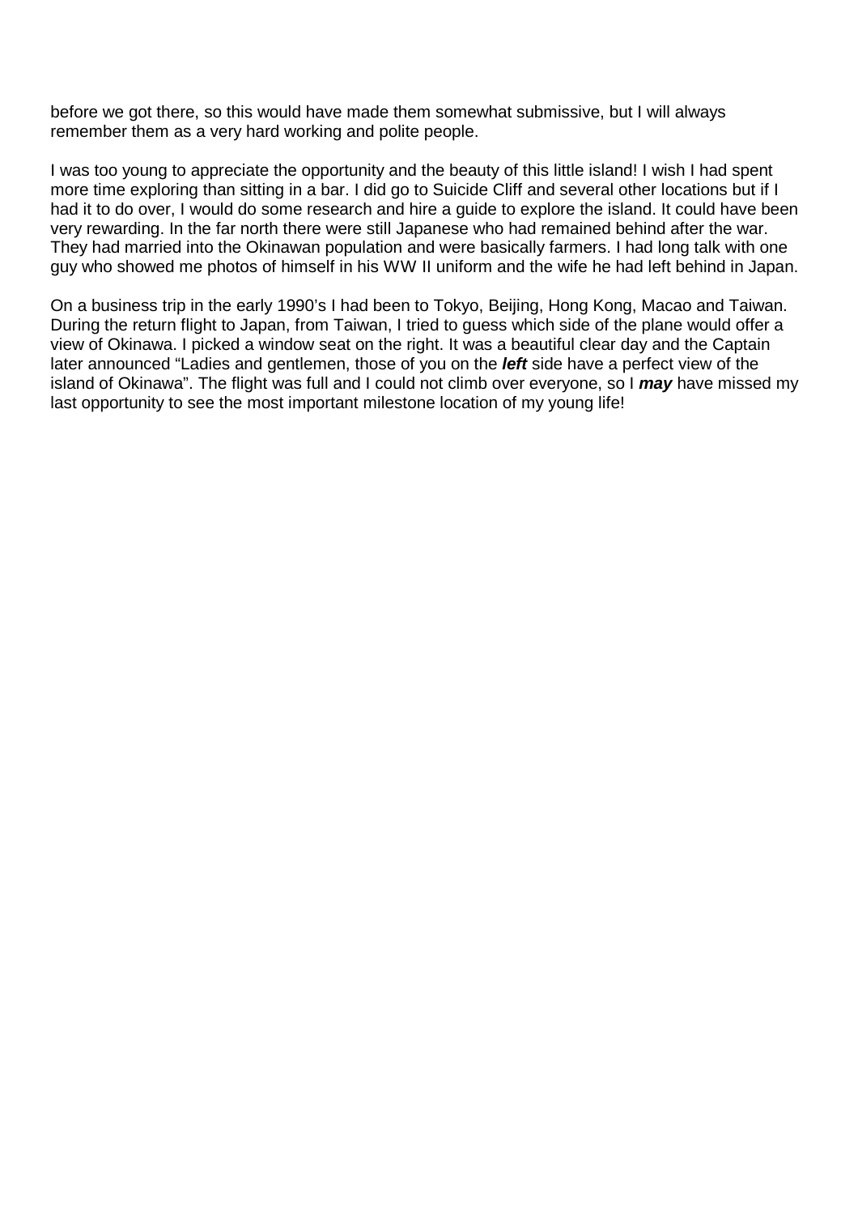before we got there, so this would have made them somewhat submissive, but I will always remember them as a very hard working and polite people.

I was too young to appreciate the opportunity and the beauty of this little island! I wish I had spent more time exploring than sitting in a bar. I did go to Suicide Cliff and several other locations but if I had it to do over, I would do some research and hire a guide to explore the island. It could have been very rewarding. In the far north there were still Japanese who had remained behind after the war. They had married into the Okinawan population and were basically farmers. I had long talk with one guy who showed me photos of himself in his WW II uniform and the wife he had left behind in Japan.

On a business trip in the early 1990's I had been to Tokyo, Beijing, Hong Kong, Macao and Taiwan. During the return flight to Japan, from Taiwan, I tried to guess which side of the plane would offer a view of Okinawa. I picked a window seat on the right. It was a beautiful clear day and the Captain later announced "Ladies and gentlemen, those of you on the ***left*** side have a perfect view of the island of Okinawa". The flight was full and I could not climb over everyone, so I ***may*** have missed my last opportunity to see the most important milestone location of my young life!